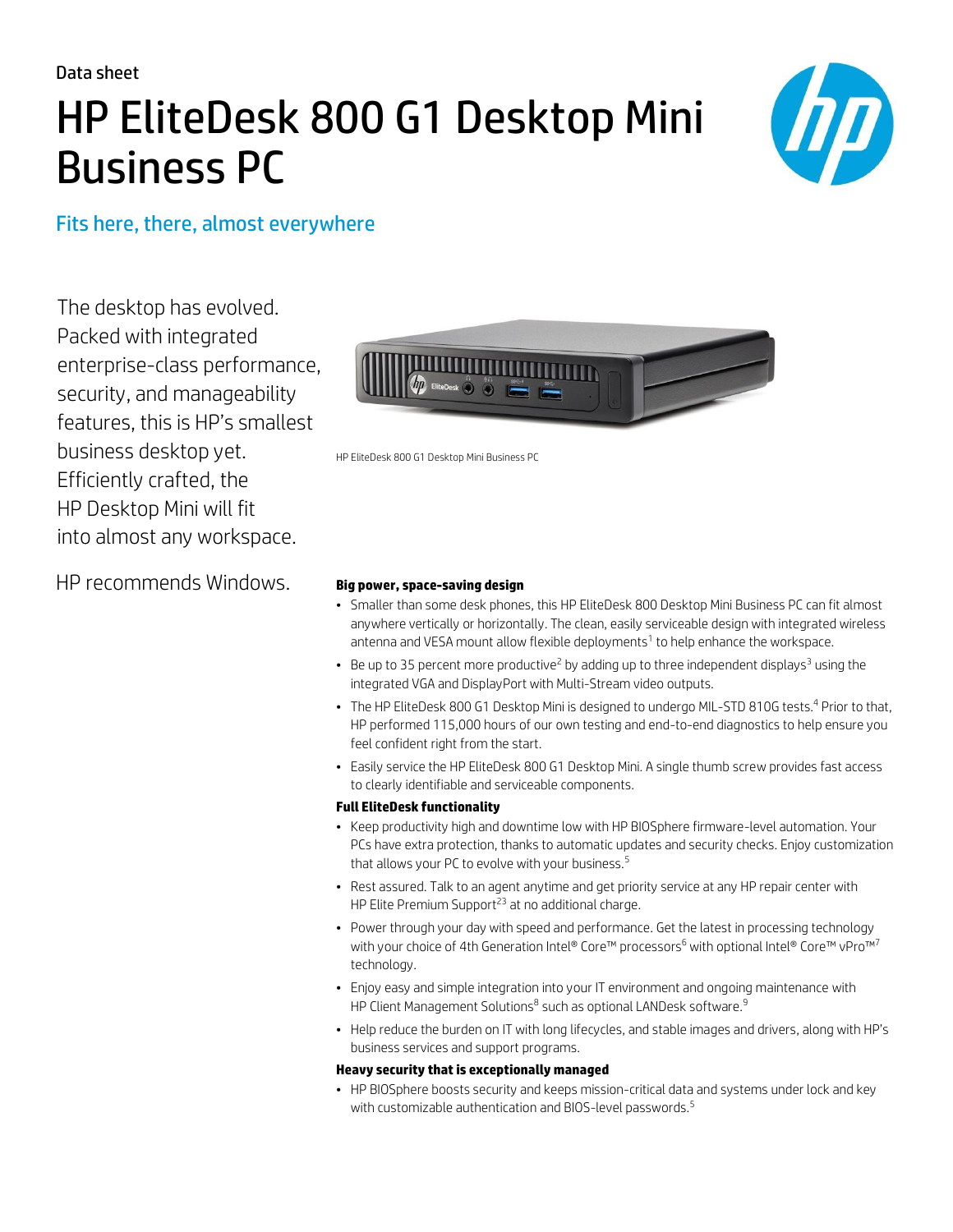Data sheet

# HP EliteDesk 800 G1 Desktop Mini Business PC

## Fits here, there, almost everywhere

The desktop has evolved. Packed with integrated enterprise-class performance, security, and manageability features, this is HP's smallest business desktop yet. Efficiently crafted, the HP Desktop Mini will fit into almost any workspace.

HP EliteDesk 800 G1 Desktop Mini Business PC

HP recommends Windows.

### Big power, space-saving design

- Smaller than some desk phones, this HP EliteDesk 800 Desktop Mini Business PC can fit almost anywhere vertically or horizontally. The clean, easily serviceable design with integrated wireless antenna and VESA mount allow flexible deployments[1] to help enhance the workspace.
- Be up to 35 percent more productive[2] by adding up to three independent displays[3] using the integrated VGA and DisplayPort with Multi-Stream video outputs.
- The HP EliteDesk 800 G1 Desktop Mini is designed to undergo MIL-STD 810G tests.[4] Prior to that, HP performed 115,000 hours of our own testing and end-to-end diagnostics to help ensure you feel confident right from the start.
- Easily service the HP EliteDesk 800 G1 Desktop Mini. A single thumb screw provides fast access to clearly identifiable and serviceable components.

### Full EliteDesk functionality

- Keep productivity high and downtime low with HP BIOSphere firmware-level automation. Your PCs have extra protection, thanks to automatic updates and security checks. Enjoy customization that allows your PC to evolve with your business.[5]
- Rest assured. Talk to an agent anytime and get priority service at any HP repair center with HP Elite Premium Support[23] at no additional charge.
- Power through your day with speed and performance. Get the latest in processing technology with your choice of 4th Generation Intel® Core™ processors[6] with optional Intel® Core™ vPro™[7] technology.
- Enjoy easy and simple integration into your IT environment and ongoing maintenance with HP Client Management Solutions[8] such as optional LANDesk software.[9]
- Help reduce the burden on IT with long lifecycles, and stable images and drivers, along with HP's business services and support programs.

### Heavy security that is exceptionally managed

- HP BIOSphere boosts security and keeps mission-critical data and systems under lock and key with customizable authentication and BIOS-level passwords.[5]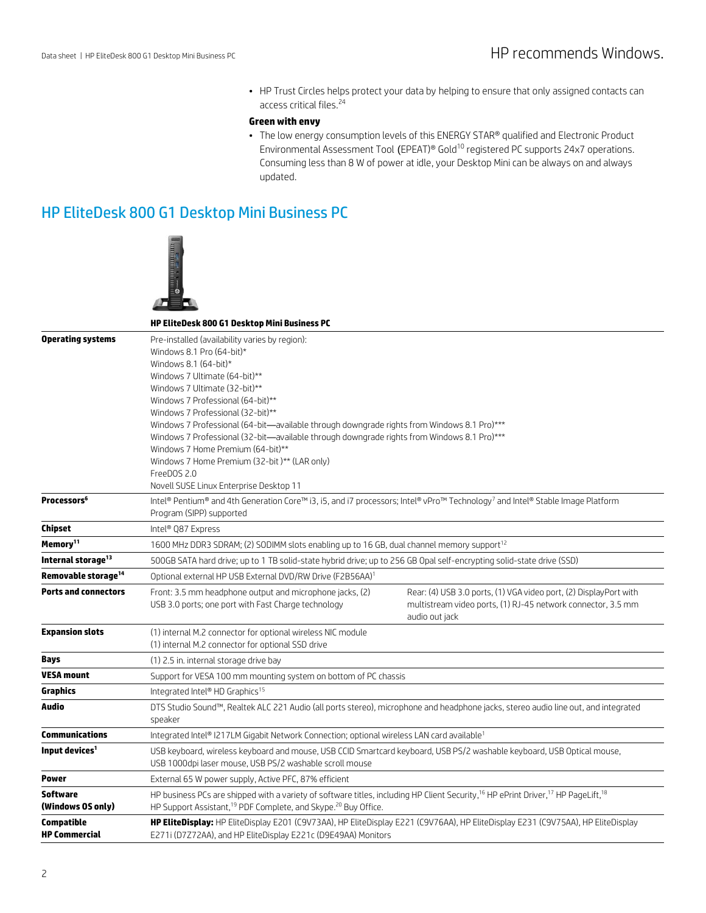- HP Trust Circles helps protect your data by helping to ensure that only assigned contacts can access critical files.[24]

**Green with envy**

- The low energy consumption levels of this ENERGY STAR® qualified and Electronic Product Environmental Assessment Tool (EPEAT)® Gold[10] registered PC supports 24x7 operations. Consuming less than 8 W of power at idle, your Desktop Mini can be always on and always updated.

## HP EliteDesk 800 G1 Desktop Mini Business PC

| | HP EliteDesk 800 G1 Desktop Mini Business PC |
|---|---|
| **Operating systems** | Pre-installed (availability varies by region):<br>Windows 8.1 Pro (64-bit)*<br>Windows 8.1 (64-bit)*<br>Windows 7 Ultimate (64-bit)**<br>Windows 7 Ultimate (32-bit)**<br>Windows 7 Professional (64-bit)**<br>Windows 7 Professional (32-bit)**<br>Windows 7 Professional (64-bit—available through downgrade rights from Windows 8.1 Pro)***<br>Windows 7 Professional (32-bit—available through downgrade rights from Windows 8.1 Pro)***<br>Windows 7 Home Premium (64-bit)**<br>Windows 7 Home Premium (32-bit )** (LAR only)<br>FreeDOS 2.0<br>Novell SUSE Linux Enterprise Desktop 11 |
| **Processors[6]** | Intel® Pentium® and 4th Generation Core™ i3, i5, and i7 processors; Intel® vPro™ Technology[7] and Intel® Stable Image Platform Program (SIPP) supported |
| **Chipset** | Intel® Q87 Express |
| **Memory[11]** | 1600 MHz DDR3 SDRAM; (2) SODIMM slots enabling up to 16 GB, dual channel memory support[12] |
| **Internal storage[13]** | 500GB SATA hard drive; up to 1 TB solid-state hybrid drive; up to 256 GB Opal self-encrypting solid-state drive (SSD) |
| **Removable storage[14]** | Optional external HP USB External DVD/RW Drive (F2B56AA)[1] |
| **Ports and connectors** | Front: 3.5 mm headphone output and microphone jacks, (2) USB 3.0 ports; one port with Fast Charge technology<br>Rear: (4) USB 3.0 ports, (1) VGA video port, (2) DisplayPort with multistream video ports, (1) RJ-45 network connector, 3.5 mm audio out jack |
| **Expansion slots** | (1) internal M.2 connector for optional wireless NIC module<br>(1) internal M.2 connector for optional SSD drive |
| **Bays** | (1) 2.5 in. internal storage drive bay |
| **VESA mount** | Support for VESA 100 mm mounting system on bottom of PC chassis |
| **Graphics** | Integrated Intel® HD Graphics[15] |
| **Audio** | DTS Studio Sound™, Realtek ALC 221 Audio (all ports stereo), microphone and headphone jacks, stereo audio line out, and integrated speaker |
| **Communications** | Integrated Intel® I217LM Gigabit Network Connection; optional wireless LAN card available[1] |
| **Input devices[1]** | USB keyboard, wireless keyboard and mouse, USB CCID Smartcard keyboard, USB PS/2 washable keyboard, USB Optical mouse, USB 1000dpi laser mouse, USB PS/2 washable scroll mouse |
| **Power** | External 65 W power supply, Active PFC, 87% efficient |
| **Software (Windows OS only)** | HP business PCs are shipped with a variety of software titles, including HP Client Security,[16] HP ePrint Driver,[17] HP PageLift,[18] HP Support Assistant,[19] PDF Complete, and Skype.[20] Buy Office. |
| **Compatible HP Commercial** | **HP EliteDisplay:** HP EliteDisplay E201 (C9V73AA), HP EliteDisplay E221 (C9V76AA), HP EliteDisplay E231 (C9V75AA), HP EliteDisplay E271i (D7Z72AA), and HP EliteDisplay E221c (D9E49AA) Monitors |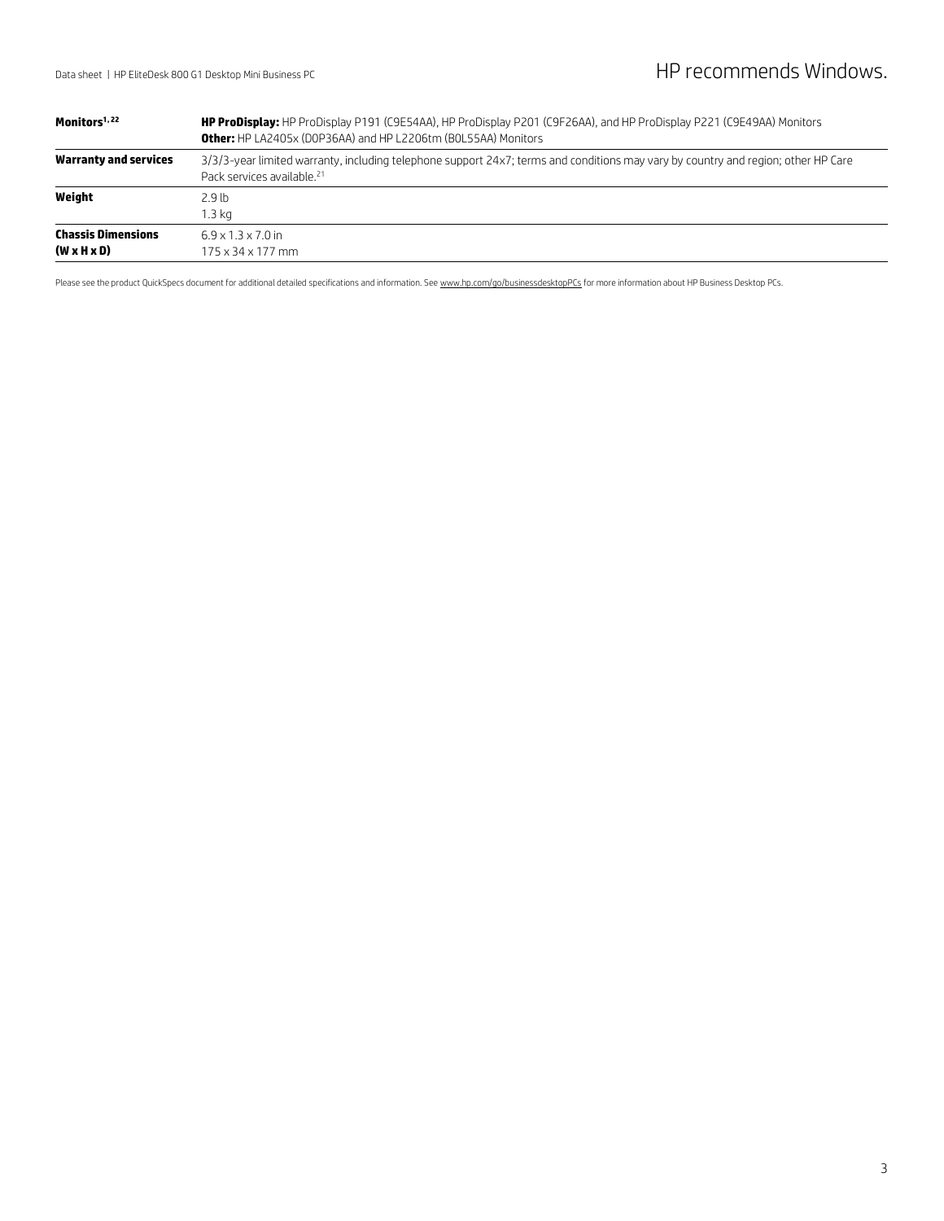| | |
|---|---|
| **Monitors**[1, 22] | **HP ProDisplay:** HP ProDisplay P191 (C9E54AA), HP ProDisplay P201 (C9F26AA), and HP ProDisplay P221 (C9E49AA) Monitors<br>**Other:** HP LA2405x (D0P36AA) and HP L2206tm (B0L55AA) Monitors |
| **Warranty and services** | 3/3/3-year limited warranty, including telephone support 24x7; terms and conditions may vary by country and region; other HP Care Pack services available.[21] |
| **Weight** | 2.9 lb<br>1.3 kg |
| **Chassis Dimensions (W x H x D)** | 6.9 x 1.3 x 7.0 in<br>175 x 34 x 177 mm |

Please see the product QuickSpecs document for additional detailed specifications and information. See www.hp.com/go/businessdesktopPCs for more information about HP Business Desktop PCs.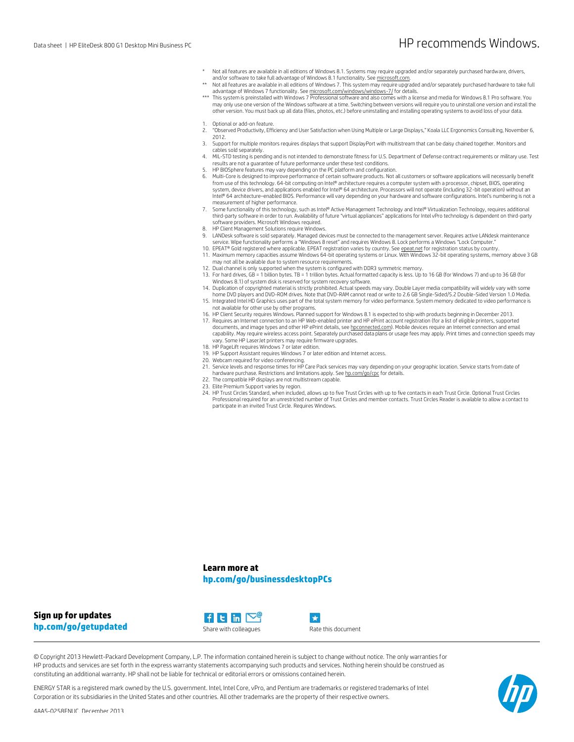\* Not all features are available in all editions of Windows 8.1. Systems may require upgraded and/or separately purchased hardware, drivers, and/or software to take full advantage of Windows 8.1 functionality. See microsoft.com.

\*\* Not all features are available in all editions of Windows 7. This system may require upgraded and/or separately purchased hardware to take full advantage of Windows 7 functionality. See microsoft.com/windows/windows-7/ for details.

\*\*\* This system is preinstalled with Windows 7 Professional software and also comes with a license and media for Windows 8.1 Pro software. You may only use one version of the Windows software at a time. Switching between versions will require you to uninstall one version and install the other version. You must back up all data (files, photos, etc.) before uninstalling and installing operating systems to avoid loss of your data.

1. Optional or add-on feature.
2. "Observed Productivity, Efficiency and User Satisfaction when Using Multiple or Large Displays," Koala LLC Ergonomics Consulting, November 6, 2012.
3. Support for multiple monitors requires displays that support DisplayPort with multistream that can be daisy chained together. Monitors and cables sold separately.
4. MIL-STD testing is pending and is not intended to demonstrate fitness for U.S. Department of Defense contract requirements or military use. Test results are not a guarantee of future performance under these test conditions.
5. HP BIOSphere features may vary depending on the PC platform and configuration.
6. Multi-Core is designed to improve performance of certain software products. Not all customers or software applications will necessarily benefit from use of this technology. 64-bit computing on Intel® architecture requires a computer system with a processor, chipset, BIOS, operating system, device drivers, and applications enabled for Intel® 64 architecture. Processors will not operate (including 32-bit operation) without an Intel® 64 architecture–enabled BIOS. Performance will vary depending on your hardware and software configurations. Intel's numbering is not a measurement of higher performance.
7. Some functionality of this technology, such as Intel® Active Management Technology and Intel® Virtualization Technology, requires additional third-party software in order to run. Availability of future "virtual appliances" applications for Intel vPro technology is dependent on third-party software providers. Microsoft Windows required.
8. HP Client Management Solutions require Windows.
9. LANDesk software is sold separately. Managed devices must be connected to the management server. Requires active LANdesk maintenance service. Wipe functionality performs a "Windows 8 reset" and requires Windows 8. Lock performs a Windows "Lock Computer."
10. EPEAT® Gold registered where applicable. EPEAT registration varies by country. See epeat.net for registration status by country.
11. Maximum memory capacities assume Windows 64-bit operating systems or Linux. With Windows 32-bit operating systems, memory above 3 GB may not all be available due to system resource requirements.
12. Dual channel is only supported when the system is configured with DDR3 symmetric memory.
13. For hard drives, GB = 1 billion bytes. TB = 1 trillion bytes. Actual formatted capacity is less. Up to 16 GB (for Windows 7) and up to 36 GB (for Windows 8.1) of system disk is reserved for system recovery software.
14. Duplication of copyrighted material is strictly prohibited. Actual speeds may vary. Double Layer media compatibility will widely vary with some home DVD players and DVD-ROM drives. Note that DVD-RAM cannot read or write to 2.6 GB Single-Sided/5.2 Double-Sided Version 1.0 Media.
15. Integrated Intel HD Graphics uses part of the total system memory for video performance. System memory dedicated to video performance is not available for other use by other programs.
16. HP Client Security requires Windows. Planned support for Windows 8.1 is expected to ship with products beginning in December 2013.
17. Requires an Internet connection to an HP Web-enabled printer and HP ePrint account registration (for a list of eligible printers, supported documents, and image types and other HP ePrint details, see hpconnected.com). Mobile devices require an Internet connection and email capability. May require wireless access point. Separately purchased data plans or usage fees may apply. Print times and connection speeds may vary. Some HP LaserJet printers may require firmware upgrades.
18. HP PageLift requires Windows 7 or later edition.
19. HP Support Assistant requires Windows 7 or later edition and Internet access.
20. Webcam required for video conferencing.
21. Service levels and response times for HP Care Pack services may vary depending on your geographic location. Service starts from date of hardware purchase. Restrictions and limitations apply. See hp.com/go/cpc for details.
22. The compatible HP displays are not multistream capable.
23. Elite Premium Support varies by region.
24. HP Trust Circles Standard, when included, allows up to five Trust Circles with up to five contacts in each Trust Circle. Optional Trust Circles Professional required for an unrestricted number of Trust Circles and member contacts. Trust Circles Reader is available to allow a contact to participate in an invited Trust Circle. Requires Windows.

**Learn more at**
**hp.com/go/businessdesktopPCs**

**Sign up for updates**
**hp.com/go/getupdated**

Share with colleagues

Rate this document

© Copyright 2013 Hewlett-Packard Development Company, L.P. The information contained herein is subject to change without notice. The only warranties for HP products and services are set forth in the express warranty statements accompanying such products and services. Nothing herein should be construed as constituting an additional warranty. HP shall not be liable for technical or editorial errors or omissions contained herein.

ENERGY STAR is a registered mark owned by the U.S. government. Intel, Intel Core, vPro, and Pentium are trademarks or registered trademarks of Intel Corporation or its subsidiaries in the United States and other countries. All other trademarks are the property of their respective owners.

4AA5-0258ENUC, December 2013